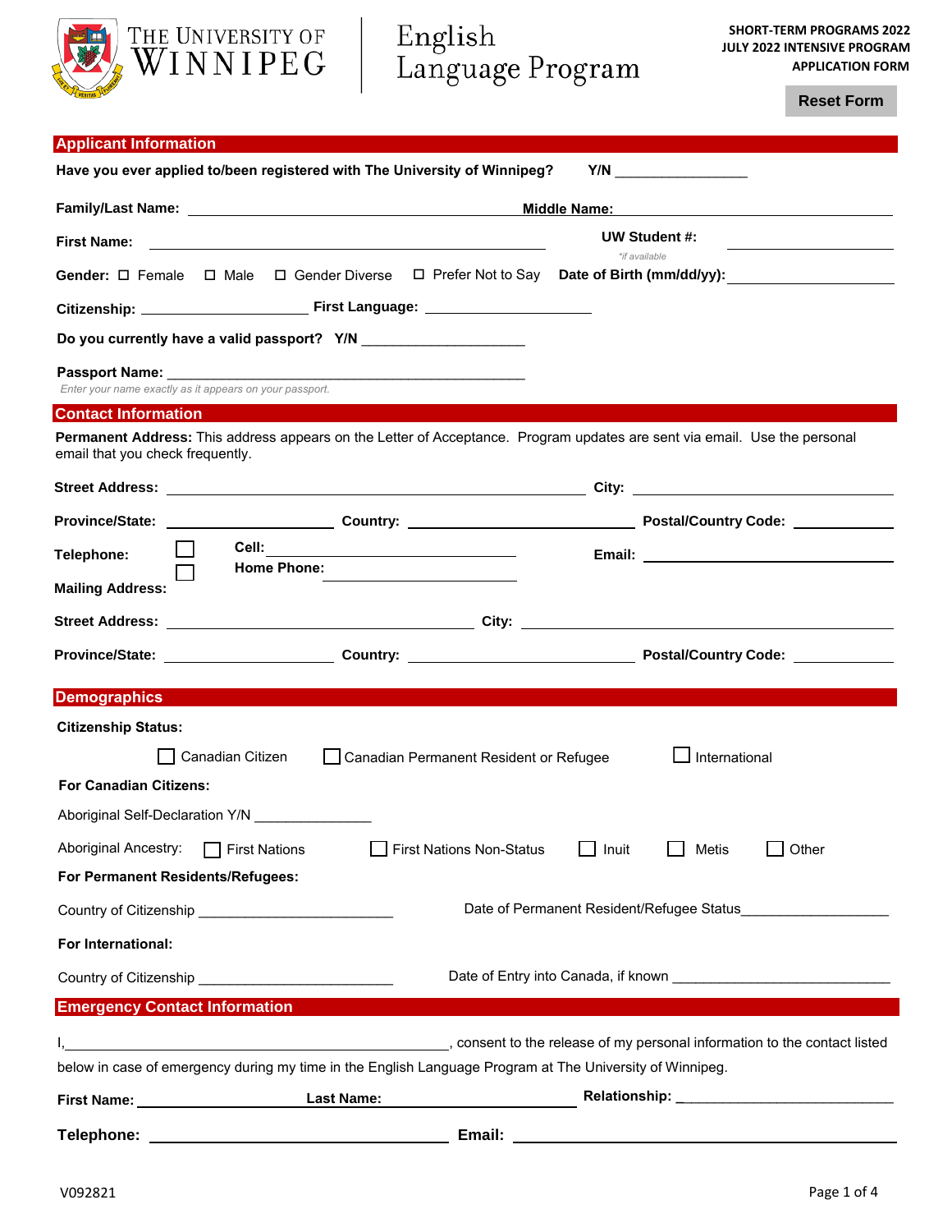The University of Winnipeg | English Language Program

**SHORT-TERM PROGRAMS 2022**
**JULY 2022 INTENSIVE PROGRAM**
**APPLICATION FORM**

Reset Form

## Applicant Information

**Have you ever applied to/been registered with The University of Winnipeg?** **Y/N** _________________

**Family/Last Name:** ______________________ **Middle Name:** ______________________

**First Name:** ______________________ **UW Student #:** ______________ *\*if available*

**Gender:** ☐ Female ☐ Male ☐ Gender Diverse ☐ Prefer Not to Say **Date of Birth (mm/dd/yy):** ______________

**Citizenship:** ______________________ **First Language:** ______________________

**Do you currently have a valid passport? Y/N** ______________________

**Passport Name:** ______________________________________________
*Enter your name exactly as it appears on your passport.*

## Contact Information

**Permanent Address:** This address appears on the Letter of Acceptance. Program updates are sent via email. Use the personal email that you check frequently.

**Street Address:** ______________________ **City:** ______________________

**Province/State:** ______________ **Country:** ______________ **Postal/Country Code:** ______________

**Telephone:** ☐ **Cell:** ______________ ☐ **Home Phone:** ______________ **Email:** ______________________

**Mailing Address:**

**Street Address:** ______________________ **City:** ______________________

**Province/State:** ______________ **Country:** ______________ **Postal/Country Code:** ______________

## Demographics

**Citizenship Status:**

☐ Canadian Citizen ☐ Canadian Permanent Resident or Refugee ☐ International

**For Canadian Citizens:**

Aboriginal Self-Declaration Y/N ______________

Aboriginal Ancestry: ☐ First Nations ☐ First Nations Non-Status ☐ Inuit ☐ Metis ☐ Other

**For Permanent Residents/Refugees:**

Country of Citizenship ________________________ Date of Permanent Resident/Refugee Status___________________

**For International:**

Country of Citizenship ________________________ Date of Entry into Canada, if known ____________________________

## Emergency Contact Information

I,______________________________________________, consent to the release of my personal information to the contact listed below in case of emergency during my time in the English Language Program at The University of Winnipeg.

**First Name:** ______________ **Last Name:** ______________ **Relationship:** ______________________

**Telephone:** ______________________ **Email:** ______________________

V092821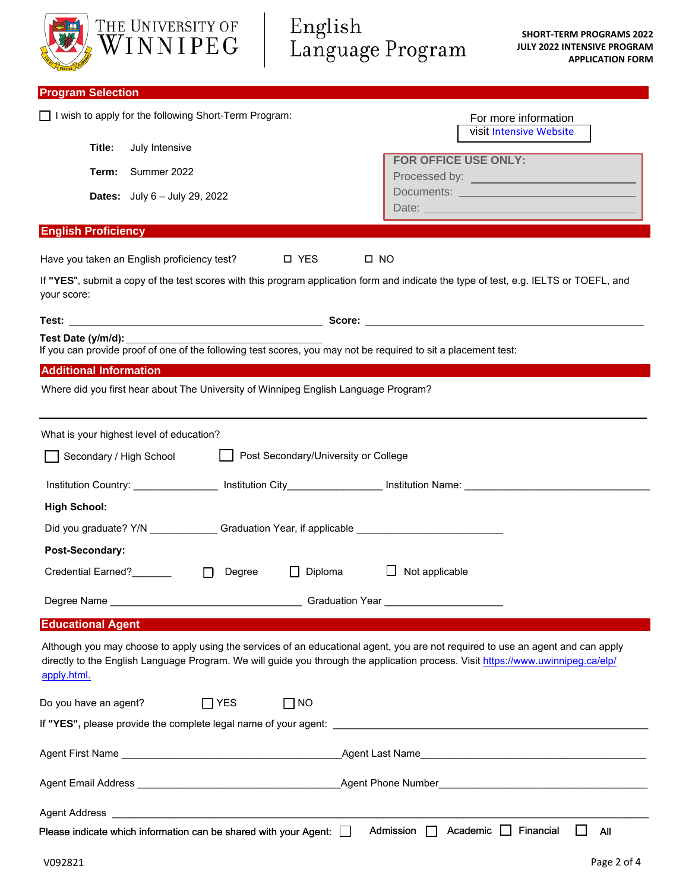The University of Winnipeg | English Language Program

**SHORT-TERM PROGRAMS 2022**
**JULY 2022 INTENSIVE PROGRAM**
**APPLICATION FORM**

## Program Selection

☐ I wish to apply for the following Short-Term Program:

**Title:** July Intensive

**Term:** Summer 2022

**Dates:** July 6 – July 29, 2022

For more information visit Intensive Website

**FOR OFFICE USE ONLY:**
Processed by: ______________________
Documents: ______________________
Date: ______________________

## English Proficiency

Have you taken an English proficiency test? ☐ YES ☐ NO

If **"YES"**, submit a copy of the test scores with this program application form and indicate the type of test, e.g. IELTS or TOEFL, and your score:

**Test:** ______________________ **Score:** ______________________

**Test Date (y/m/d):** ______________________

If you can provide proof of one of the following test scores, you may not be required to sit a placement test:

## Additional Information

Where did you first hear about The University of Winnipeg English Language Program?

______________________________________________

What is your highest level of education?

☐ Secondary / High School ☐ Post Secondary/University or College

Institution Country: _______________ Institution City_________________ Institution Name: ______________________

**High School:**

Did you graduate? Y/N ____________ Graduation Year, if applicable ______________________

**Post-Secondary:**

Credential Earned?_______ ☐ Degree ☐ Diploma ☐ Not applicable

Degree Name ______________________ Graduation Year ______________________

## Educational Agent

Although you may choose to apply using the services of an educational agent, you are not required to use an agent and can apply directly to the English Language Program. We will guide you through the application process. Visit https://www.uwinnipeg.ca/elp/apply.html.

Do you have an agent? ☐ YES ☐ NO

If **"YES",** please provide the complete legal name of your agent: ______________________

Agent First Name ______________________ Agent Last Name ______________________

Agent Email Address ______________________ Agent Phone Number ______________________

Agent Address ______________________

Please indicate which information can be shared with your Agent: ☐ Admission ☐ Academic ☐ Financial ☐ All

V092821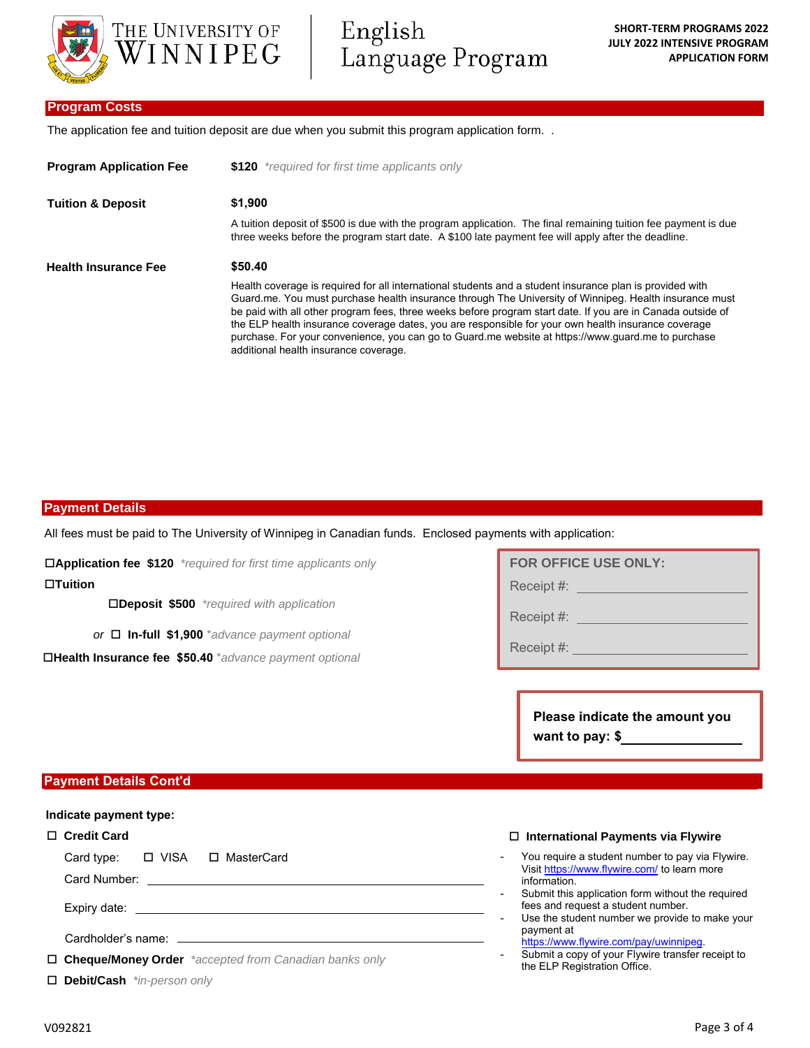THE UNIVERSITY OF WINNIPEG | English Language Program

**SHORT-TERM PROGRAMS 2022**
**JULY 2022 INTENSIVE PROGRAM**
**APPLICATION FORM**

## Program Costs

The application fee and tuition deposit are due when you submit this program application form. .

**Program Application Fee** — **$120** *\*required for first time applicants only*

**Tuition & Deposit** — **$1,900**

A tuition deposit of $500 is due with the program application. The final remaining tuition fee payment is due three weeks before the program start date. A $100 late payment fee will apply after the deadline.

**Health Insurance Fee** — **$50.40**

Health coverage is required for all international students and a student insurance plan is provided with Guard.me. You must purchase health insurance through The University of Winnipeg. Health insurance must be paid with all other program fees, three weeks before program start date. If you are in Canada outside of the ELP health insurance coverage dates, you are responsible for your own health insurance coverage purchase. For your convenience, you can go to Guard.me website at https://www.guard.me to purchase additional health insurance coverage.

## Payment Details

All fees must be paid to The University of Winnipeg in Canadian funds. Enclosed payments with application:

☐ **Application fee $120** *\*required for first time applicants only*

☐ **Tuition**

- ☐ **Deposit $500** *\*required with application*
- *or* ☐ **In-full $1,900** *\*advance payment optional*

☐ **Health Insurance fee $50.40** *\*advance payment optional*

**FOR OFFICE USE ONLY:**

Receipt #: ____________________

Receipt #: ____________________

Receipt #: ____________________

**Please indicate the amount you want to pay: $**____________

## Payment Details Cont'd

**Indicate payment type:**

☐ **Credit Card**

Card type: ☐ VISA ☐ MasterCard

Card Number: ____________________

Expiry date: ____________________

Cardholder's name: ____________________

☐ **Cheque/Money Order** *\*accepted from Canadian banks only*

☐ **Debit/Cash** *\*in-person only*

☐ **International Payments via Flywire**

- You require a student number to pay via Flywire. Visit https://www.flywire.com/ to learn more information.
- Submit this application form without the required fees and request a student number.
- Use the student number we provide to make your payment at https://www.flywire.com/pay/uwinnipeg.
- Submit a copy of your Flywire transfer receipt to the ELP Registration Office.

V092821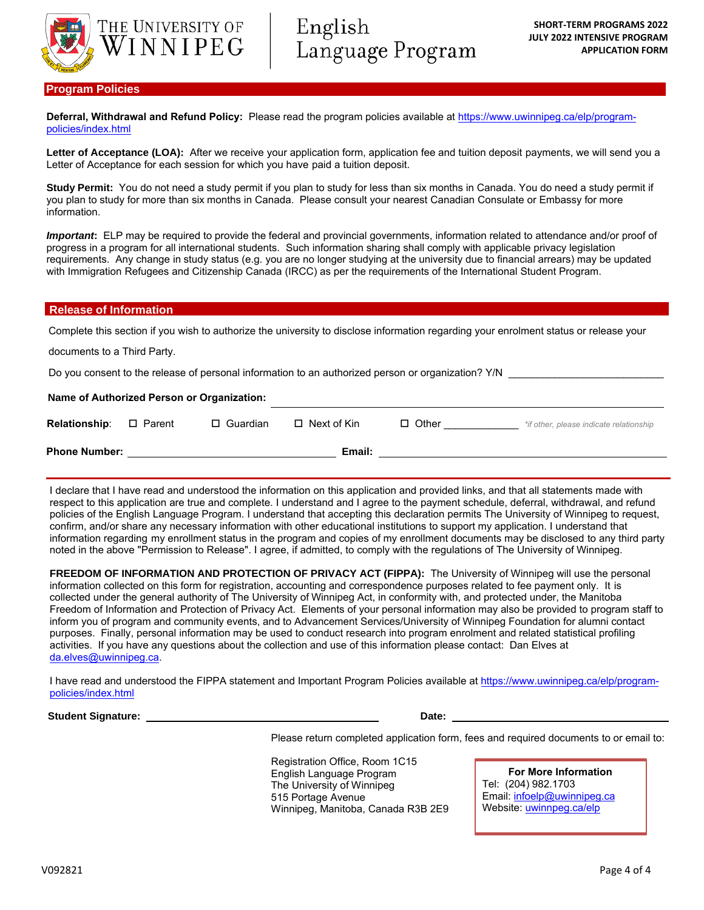The University of Winnipeg | English Language Program

**SHORT-TERM PROGRAMS 2022**
**JULY 2022 INTENSIVE PROGRAM**
**APPLICATION FORM**

## Program Policies

**Deferral, Withdrawal and Refund Policy:** Please read the program policies available at https://www.uwinnipeg.ca/elp/program-policies/index.html

**Letter of Acceptance (LOA):** After we receive your application form, application fee and tuition deposit payments, we will send you a Letter of Acceptance for each session for which you have paid a tuition deposit.

**Study Permit:** You do not need a study permit if you plan to study for less than six months in Canada. You do need a study permit if you plan to study for more than six months in Canada. Please consult your nearest Canadian Consulate or Embassy for more information.

***Important*:** ELP may be required to provide the federal and provincial governments, information related to attendance and/or proof of progress in a program for all international students. Such information sharing shall comply with applicable privacy legislation requirements. Any change in study status (e.g. you are no longer studying at the university due to financial arrears) may be updated with Immigration Refugees and Citizenship Canada (IRCC) as per the requirements of the International Student Program.

## Release of Information

Complete this section if you wish to authorize the university to disclose information regarding your enrolment status or release your documents to a Third Party.

Do you consent to the release of personal information to an authorized person or organization? Y/N ___________________________

**Name of Authorized Person or Organization:** ___________________________

**Relationship**: ☐ Parent ☐ Guardian ☐ Next of Kin ☐ Other _____________ *\*if other, please indicate relationship*

**Phone Number:** ___________________________ **Email:** ___________________________

I declare that I have read and understood the information on this application and provided links, and that all statements made with respect to this application are true and complete. I understand and I agree to the payment schedule, deferral, withdrawal, and refund policies of the English Language Program. I understand that accepting this declaration permits The University of Winnipeg to request, confirm, and/or share any necessary information with other educational institutions to support my application. I understand that information regarding my enrollment status in the program and copies of my enrollment documents may be disclosed to any third party noted in the above "Permission to Release". I agree, if admitted, to comply with the regulations of The University of Winnipeg.

**FREEDOM OF INFORMATION AND PROTECTION OF PRIVACY ACT (FIPPA):** The University of Winnipeg will use the personal information collected on this form for registration, accounting and correspondence purposes related to fee payment only. It is collected under the general authority of The University of Winnipeg Act, in conformity with, and protected under, the Manitoba Freedom of Information and Protection of Privacy Act. Elements of your personal information may also be provided to program staff to inform you of program and community events, and to Advancement Services/University of Winnipeg Foundation for alumni contact purposes. Finally, personal information may be used to conduct research into program enrolment and related statistical profiling activities. If you have any questions about the collection and use of this information please contact: Dan Elves at da.elves@uwinnipeg.ca.

I have read and understood the FIPPA statement and Important Program Policies available at https://www.uwinnipeg.ca/elp/program-policies/index.html

**Student Signature:** ___________________________ **Date:** ___________________________

Please return completed application form, fees and required documents to or email to:

Registration Office, Room 1C15
English Language Program
The University of Winnipeg
515 Portage Avenue
Winnipeg, Manitoba, Canada R3B 2E9

**For More Information**
Tel: (204) 982.1703
Email: infoelp@uwinnipeg.ca
Website: uwinnpeg.ca/elp

V092821